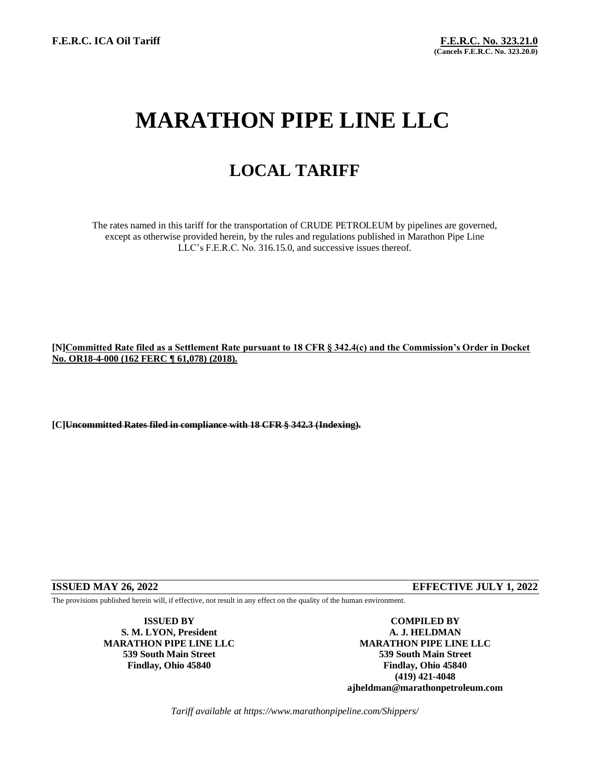**F.E.R.C. ICA Oil Tariff**

**F.E.R.C. No. 323.21.0**
**(Cancels F.E.R.C. No. 323.20.0)**

# MARATHON PIPE LINE LLC

## LOCAL TARIFF

The rates named in this tariff for the transportation of CRUDE PETROLEUM by pipelines are governed, except as otherwise provided herein, by the rules and regulations published in Marathon Pipe Line LLC's F.E.R.C. No. 316.15.0, and successive issues thereof.

**[N]Committed Rate filed as a Settlement Rate pursuant to 18 CFR § 342.4(c) and the Commission's Order in Docket No. OR18-4-000 (162 FERC ¶ 61,078) (2018).**

**[C]~~Uncommitted Rates filed in compliance with 18 CFR § 342.3 (Indexing).~~**

**ISSUED MAY 26, 2022** **EFFECTIVE JULY 1, 2022**

The provisions published herein will, if effective, not result in any effect on the quality of the human environment.

**ISSUED BY**
**S. M. LYON, President**
**MARATHON PIPE LINE LLC**
**539 South Main Street**
**Findlay, Ohio 45840**

**COMPILED BY**
**A. J. HELDMAN**
**MARATHON PIPE LINE LLC**
**539 South Main Street**
**Findlay, Ohio 45840**
**(419) 421-4048**
**ajheldman@marathonpetroleum.com**

*Tariff available at https://www.marathonpipeline.com/Shippers/*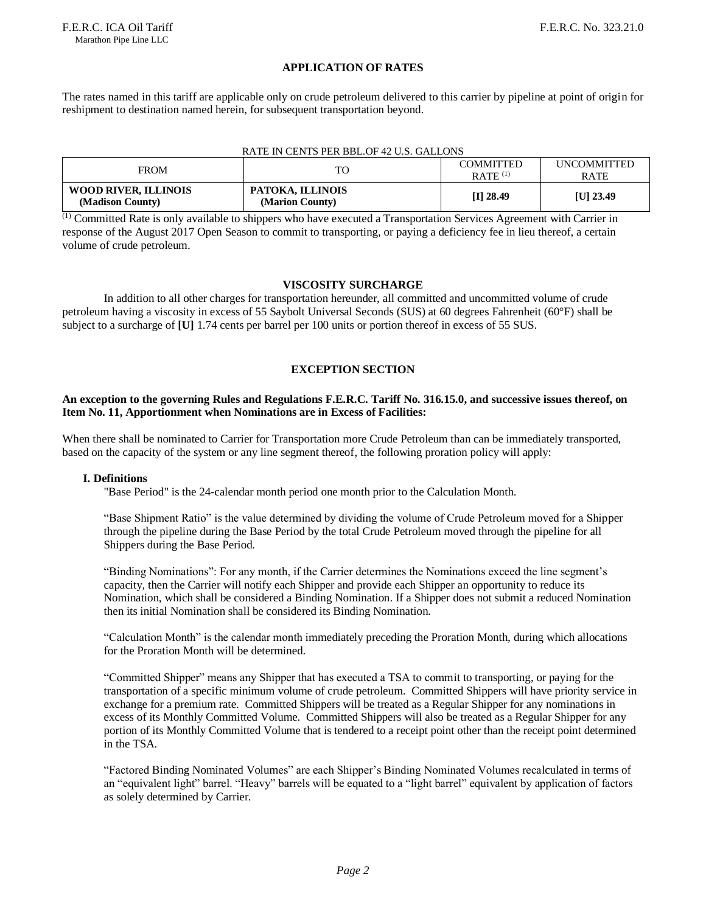## APPLICATION OF RATES

The rates named in this tariff are applicable only on crude petroleum delivered to this carrier by pipeline at point of origin for reshipment to destination named herein, for subsequent transportation beyond.

RATE IN CENTS PER BBL.OF 42 U.S. GALLONS

| FROM | TO | COMMITTED RATE [(1)] | UNCOMMITTED RATE |
|---|---|---|---|
| **WOOD RIVER, ILLINOIS (Madison County)** | **PATOKA, ILLINOIS (Marion County)** | **[I] 28.49** | **[U] 23.49** |

[(1)] Committed Rate is only available to shippers who have executed a Transportation Services Agreement with Carrier in response of the August 2017 Open Season to commit to transporting, or paying a deficiency fee in lieu thereof, a certain volume of crude petroleum.

## VISCOSITY SURCHARGE

In addition to all other charges for transportation hereunder, all committed and uncommitted volume of crude petroleum having a viscosity in excess of 55 Saybolt Universal Seconds (SUS) at 60 degrees Fahrenheit (60°F) shall be subject to a surcharge of **[U]** 1.74 cents per barrel per 100 units or portion thereof in excess of 55 SUS.

## EXCEPTION SECTION

**An exception to the governing Rules and Regulations F.E.R.C. Tariff No. 316.15.0, and successive issues thereof, on Item No. 11, Apportionment when Nominations are in Excess of Facilities:**

When there shall be nominated to Carrier for Transportation more Crude Petroleum than can be immediately transported, based on the capacity of the system or any line segment thereof, the following proration policy will apply:

### I. Definitions

"Base Period" is the 24-calendar month period one month prior to the Calculation Month.

"Base Shipment Ratio" is the value determined by dividing the volume of Crude Petroleum moved for a Shipper through the pipeline during the Base Period by the total Crude Petroleum moved through the pipeline for all Shippers during the Base Period.

"Binding Nominations": For any month, if the Carrier determines the Nominations exceed the line segment's capacity, then the Carrier will notify each Shipper and provide each Shipper an opportunity to reduce its Nomination, which shall be considered a Binding Nomination. If a Shipper does not submit a reduced Nomination then its initial Nomination shall be considered its Binding Nomination.

"Calculation Month" is the calendar month immediately preceding the Proration Month, during which allocations for the Proration Month will be determined.

"Committed Shipper" means any Shipper that has executed a TSA to commit to transporting, or paying for the transportation of a specific minimum volume of crude petroleum. Committed Shippers will have priority service in exchange for a premium rate. Committed Shippers will be treated as a Regular Shipper for any nominations in excess of its Monthly Committed Volume. Committed Shippers will also be treated as a Regular Shipper for any portion of its Monthly Committed Volume that is tendered to a receipt point other than the receipt point determined in the TSA.

"Factored Binding Nominated Volumes" are each Shipper's Binding Nominated Volumes recalculated in terms of an "equivalent light" barrel. "Heavy" barrels will be equated to a "light barrel" equivalent by application of factors as solely determined by Carrier.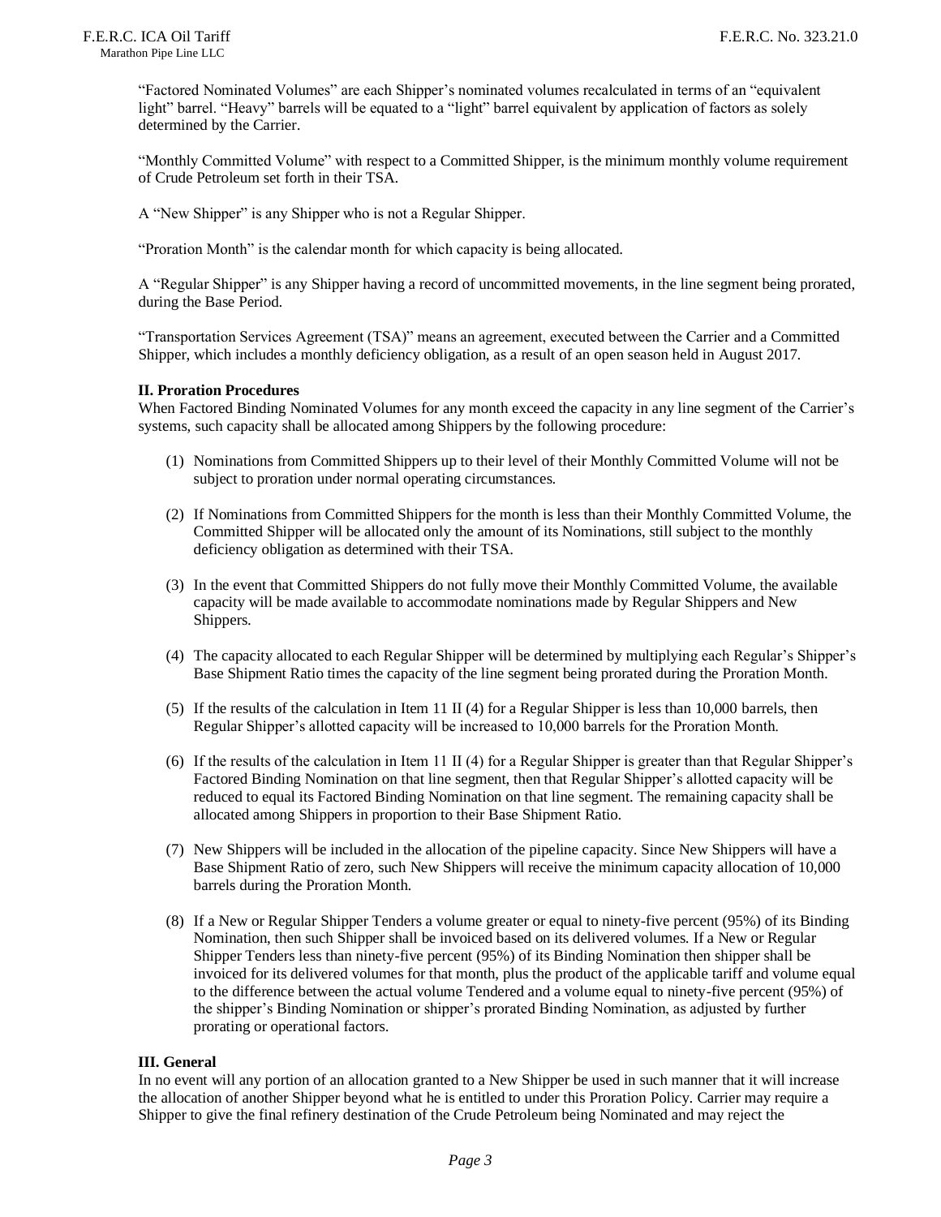"Factored Nominated Volumes" are each Shipper's nominated volumes recalculated in terms of an "equivalent light" barrel. "Heavy" barrels will be equated to a "light" barrel equivalent by application of factors as solely determined by the Carrier.

"Monthly Committed Volume" with respect to a Committed Shipper, is the minimum monthly volume requirement of Crude Petroleum set forth in their TSA.

A "New Shipper" is any Shipper who is not a Regular Shipper.

"Proration Month" is the calendar month for which capacity is being allocated.

A "Regular Shipper" is any Shipper having a record of uncommitted movements, in the line segment being prorated, during the Base Period.

"Transportation Services Agreement (TSA)" means an agreement, executed between the Carrier and a Committed Shipper, which includes a monthly deficiency obligation, as a result of an open season held in August 2017.

**II. Proration Procedures**

When Factored Binding Nominated Volumes for any month exceed the capacity in any line segment of the Carrier's systems, such capacity shall be allocated among Shippers by the following procedure:

(1) Nominations from Committed Shippers up to their level of their Monthly Committed Volume will not be subject to proration under normal operating circumstances.

(2) If Nominations from Committed Shippers for the month is less than their Monthly Committed Volume, the Committed Shipper will be allocated only the amount of its Nominations, still subject to the monthly deficiency obligation as determined with their TSA.

(3) In the event that Committed Shippers do not fully move their Monthly Committed Volume, the available capacity will be made available to accommodate nominations made by Regular Shippers and New Shippers.

(4) The capacity allocated to each Regular Shipper will be determined by multiplying each Regular's Shipper's Base Shipment Ratio times the capacity of the line segment being prorated during the Proration Month.

(5) If the results of the calculation in Item 11 II (4) for a Regular Shipper is less than 10,000 barrels, then Regular Shipper's allotted capacity will be increased to 10,000 barrels for the Proration Month.

(6) If the results of the calculation in Item 11 II (4) for a Regular Shipper is greater than that Regular Shipper's Factored Binding Nomination on that line segment, then that Regular Shipper's allotted capacity will be reduced to equal its Factored Binding Nomination on that line segment. The remaining capacity shall be allocated among Shippers in proportion to their Base Shipment Ratio.

(7) New Shippers will be included in the allocation of the pipeline capacity. Since New Shippers will have a Base Shipment Ratio of zero, such New Shippers will receive the minimum capacity allocation of 10,000 barrels during the Proration Month.

(8) If a New or Regular Shipper Tenders a volume greater or equal to ninety-five percent (95%) of its Binding Nomination, then such Shipper shall be invoiced based on its delivered volumes. If a New or Regular Shipper Tenders less than ninety-five percent (95%) of its Binding Nomination then shipper shall be invoiced for its delivered volumes for that month, plus the product of the applicable tariff and volume equal to the difference between the actual volume Tendered and a volume equal to ninety-five percent (95%) of the shipper's Binding Nomination or shipper's prorated Binding Nomination, as adjusted by further prorating or operational factors.

**III. General**

In no event will any portion of an allocation granted to a New Shipper be used in such manner that it will increase the allocation of another Shipper beyond what he is entitled to under this Proration Policy. Carrier may require a Shipper to give the final refinery destination of the Crude Petroleum being Nominated and may reject the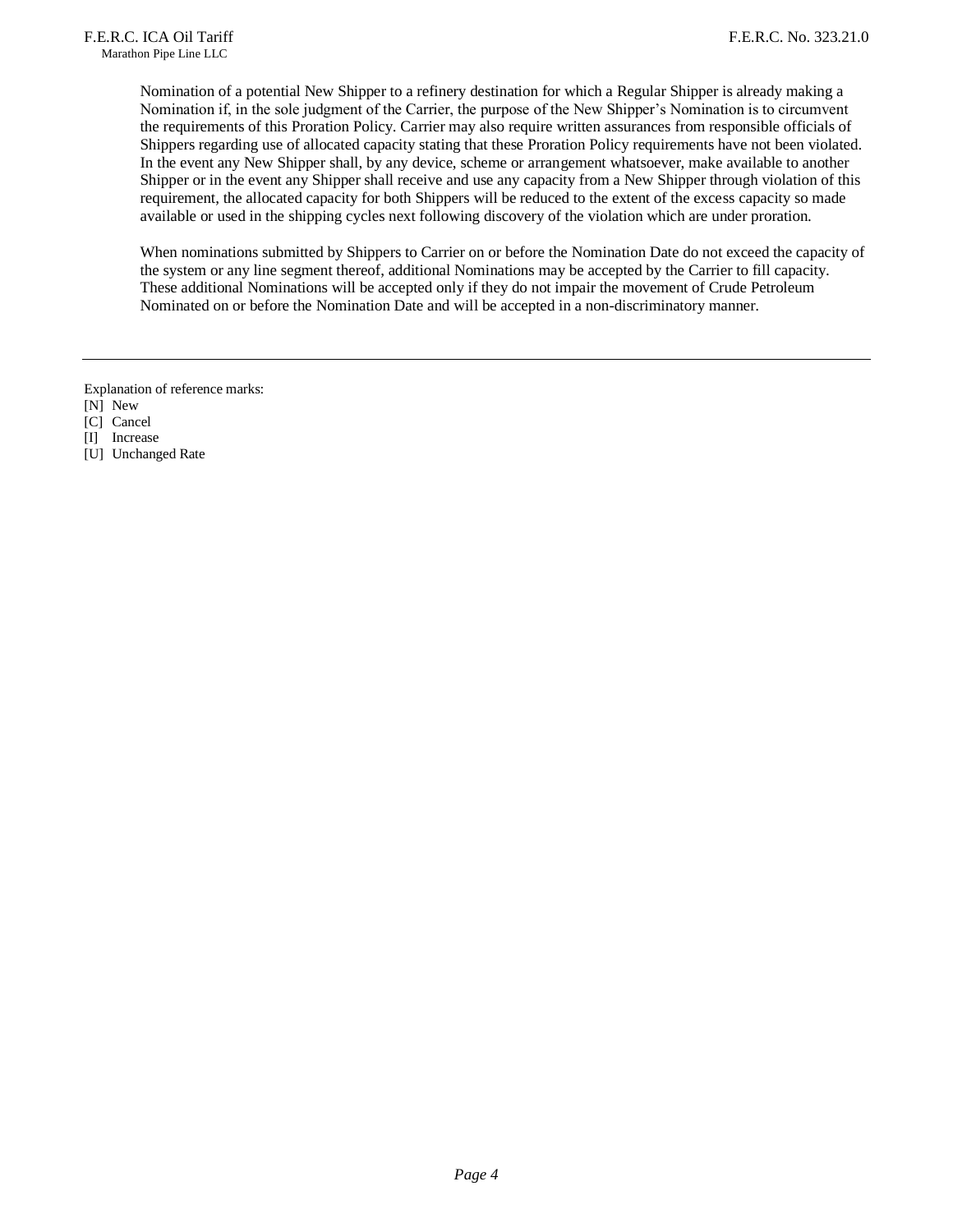Nomination of a potential New Shipper to a refinery destination for which a Regular Shipper is already making a Nomination if, in the sole judgment of the Carrier, the purpose of the New Shipper's Nomination is to circumvent the requirements of this Proration Policy. Carrier may also require written assurances from responsible officials of Shippers regarding use of allocated capacity stating that these Proration Policy requirements have not been violated. In the event any New Shipper shall, by any device, scheme or arrangement whatsoever, make available to another Shipper or in the event any Shipper shall receive and use any capacity from a New Shipper through violation of this requirement, the allocated capacity for both Shippers will be reduced to the extent of the excess capacity so made available or used in the shipping cycles next following discovery of the violation which are under proration.

When nominations submitted by Shippers to Carrier on or before the Nomination Date do not exceed the capacity of the system or any line segment thereof, additional Nominations may be accepted by the Carrier to fill capacity. These additional Nominations will be accepted only if they do not impair the movement of Crude Petroleum Nominated on or before the Nomination Date and will be accepted in a non-discriminatory manner.

---

Explanation of reference marks:
[N] New
[C] Cancel
[I] Increase
[U] Unchanged Rate